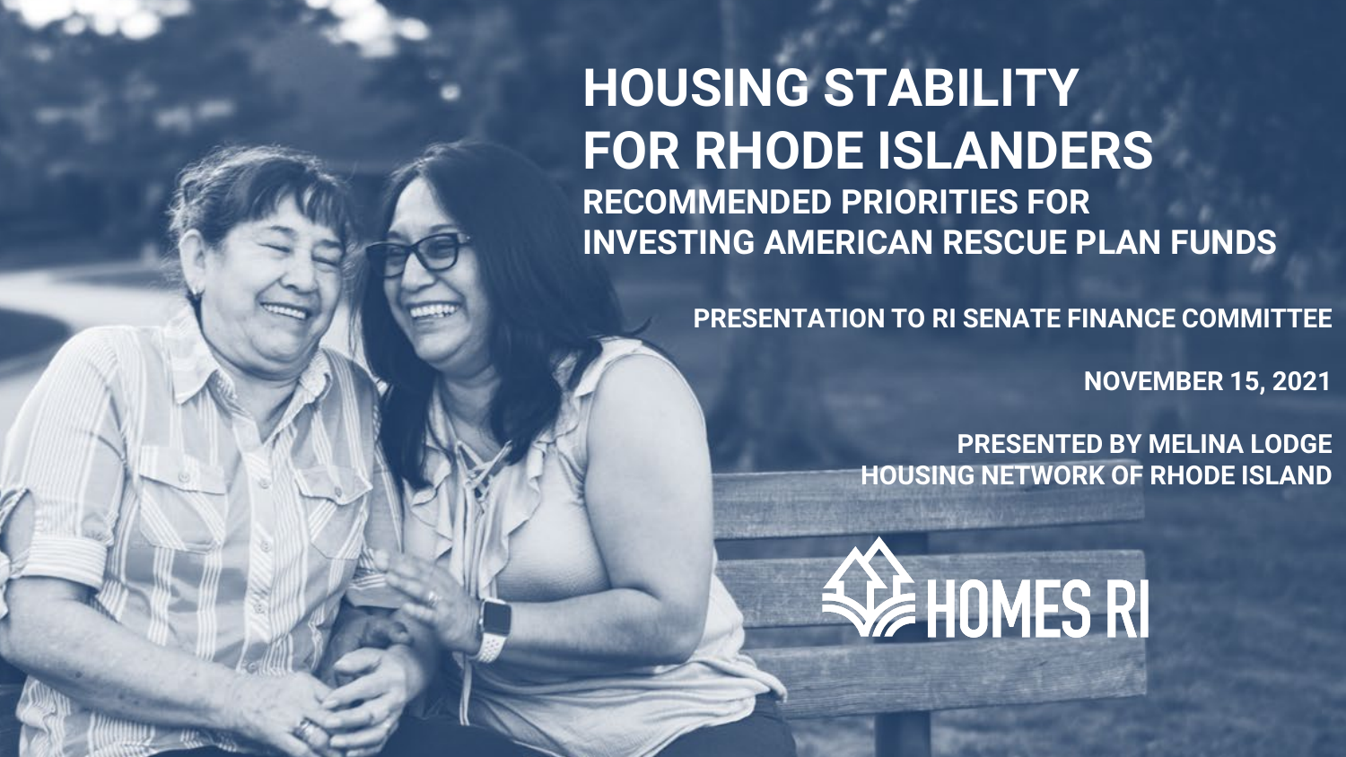# HOUSING STABILITY FOR RHODE ISLANDERS

## RECOMMENDED PRIORITIES FOR INVESTING AMERICAN RESCUE PLAN FUNDS

**PRESENTATION TO RI SENATE FINANCE COMMITTEE**

**NOVEMBER 15, 2021**

**PRESENTED BY MELINA LODGE**
**HOUSING NETWORK OF RHODE ISLAND**

HOMES RI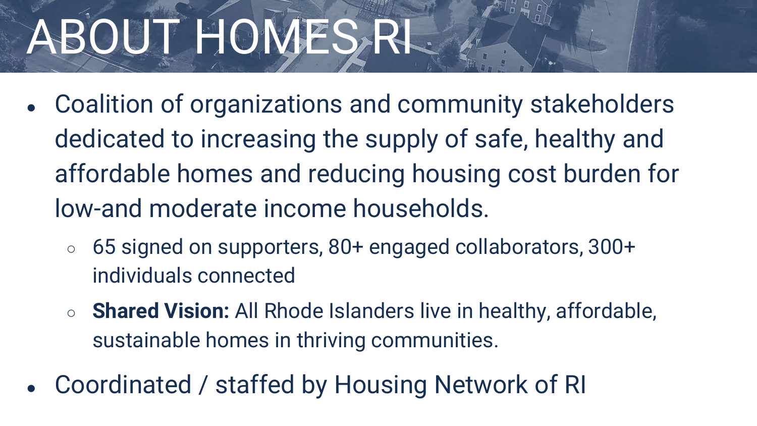# ABOUT HOMES RI

- Coalition of organizations and community stakeholders dedicated to increasing the supply of safe, healthy and affordable homes and reducing housing cost burden for low-and moderate income households.
  - 65 signed on supporters, 80+ engaged collaborators, 300+ individuals connected
  - **Shared Vision:** All Rhode Islanders live in healthy, affordable, sustainable homes in thriving communities.
- Coordinated / staffed by Housing Network of RI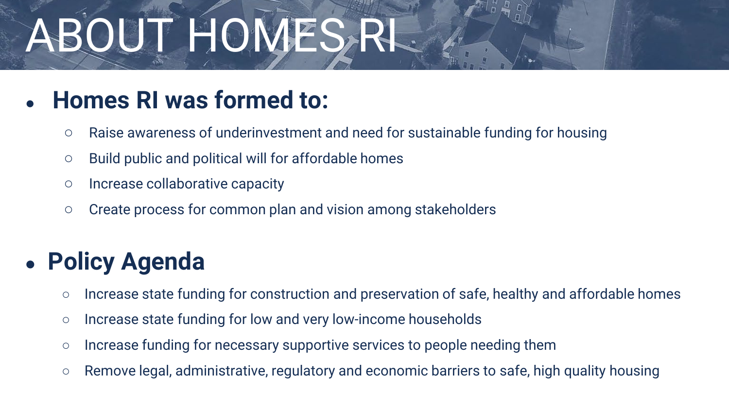# ABOUT HOMES RI

- **Homes RI was formed to:**
  - Raise awareness of underinvestment and need for sustainable funding for housing
  - Build public and political will for affordable homes
  - Increase collaborative capacity
  - Create process for common plan and vision among stakeholders

- **Policy Agenda**
  - Increase state funding for construction and preservation of safe, healthy and affordable homes
  - Increase state funding for low and very low-income households
  - Increase funding for necessary supportive services to people needing them
  - Remove legal, administrative, regulatory and economic barriers to safe, high quality housing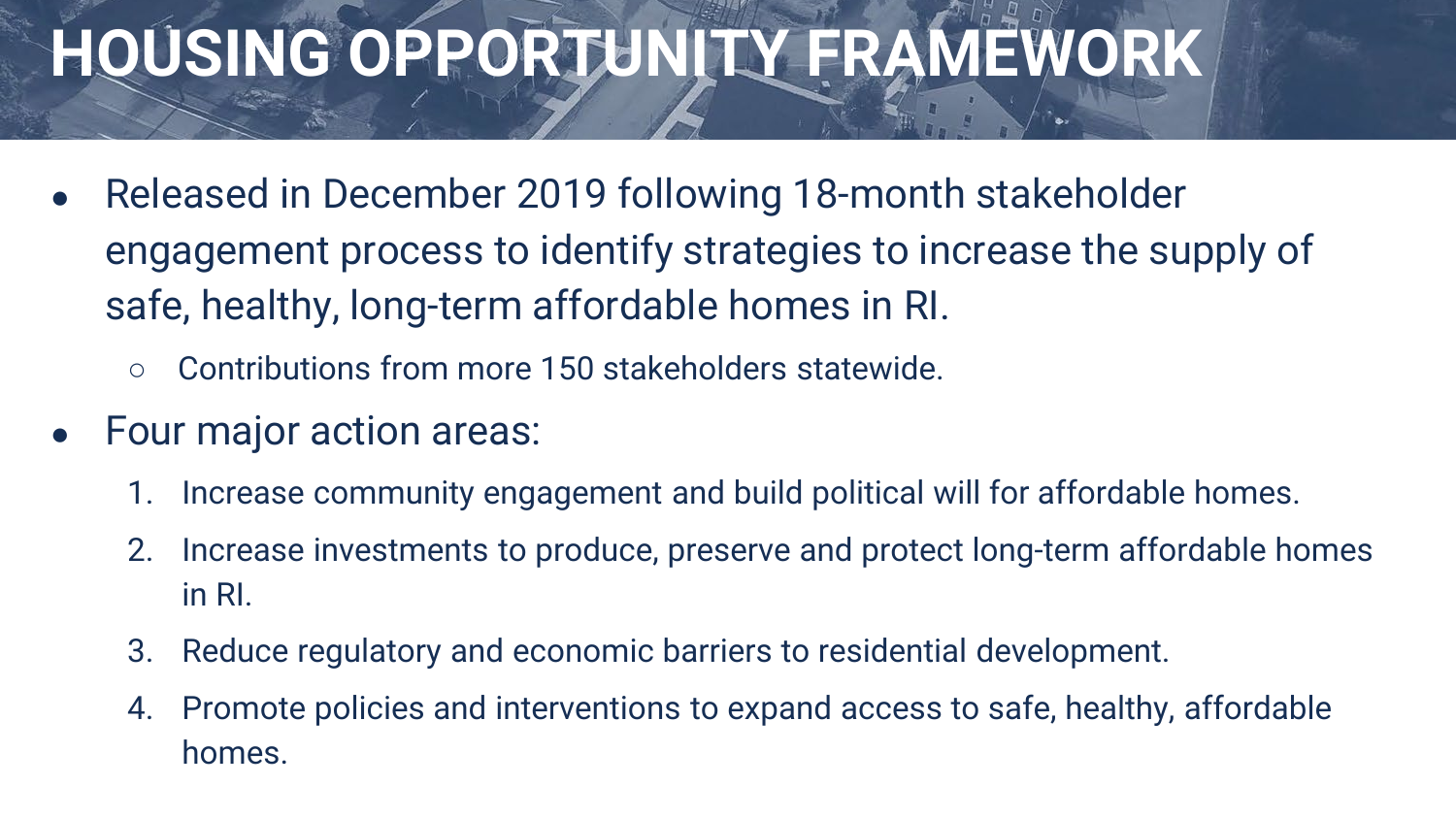# HOUSING OPPORTUNITY FRAMEWORK

- Released in December 2019 following 18-month stakeholder engagement process to identify strategies to increase the supply of safe, healthy, long-term affordable homes in RI.
  - Contributions from more 150 stakeholders statewide.
- Four major action areas:
  1. Increase community engagement and build political will for affordable homes.
  2. Increase investments to produce, preserve and protect long-term affordable homes in RI.
  3. Reduce regulatory and economic barriers to residential development.
  4. Promote policies and interventions to expand access to safe, healthy, affordable homes.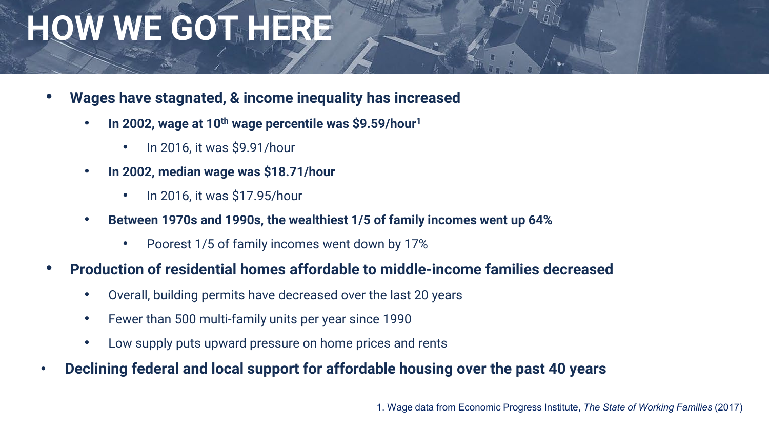# HOW WE GOT HERE

- **Wages have stagnated, & income inequality has increased**
  - **In 2002, wage at 10th wage percentile was $9.59/hour[1]**
    - In 2016, it was $9.91/hour
  - **In 2002, median wage was $18.71/hour**
    - In 2016, it was $17.95/hour
  - **Between 1970s and 1990s, the wealthiest 1/5 of family incomes went up 64%**
    - Poorest 1/5 of family incomes went down by 17%
- **Production of residential homes affordable to middle-income families decreased**
  - Overall, building permits have decreased over the last 20 years
  - Fewer than 500 multi-family units per year since 1990
  - Low supply puts upward pressure on home prices and rents
- **Declining federal and local support for affordable housing over the past 40 years**

1. Wage data from Economic Progress Institute, *The State of Working Families* (2017)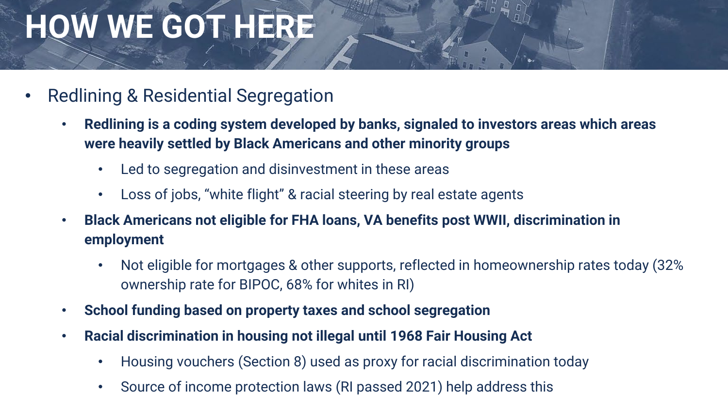# HOW WE GOT HERE

- Redlining & Residential Segregation
  - **Redlining is a coding system developed by banks, signaled to investors areas which areas were heavily settled by Black Americans and other minority groups**
    - Led to segregation and disinvestment in these areas
    - Loss of jobs, "white flight" & racial steering by real estate agents
  - **Black Americans not eligible for FHA loans, VA benefits post WWII, discrimination in employment**
    - Not eligible for mortgages & other supports, reflected in homeownership rates today (32% ownership rate for BIPOC, 68% for whites in RI)
  - **School funding based on property taxes and school segregation**
  - **Racial discrimination in housing not illegal until 1968 Fair Housing Act**
    - Housing vouchers (Section 8) used as proxy for racial discrimination today
    - Source of income protection laws (RI passed 2021) help address this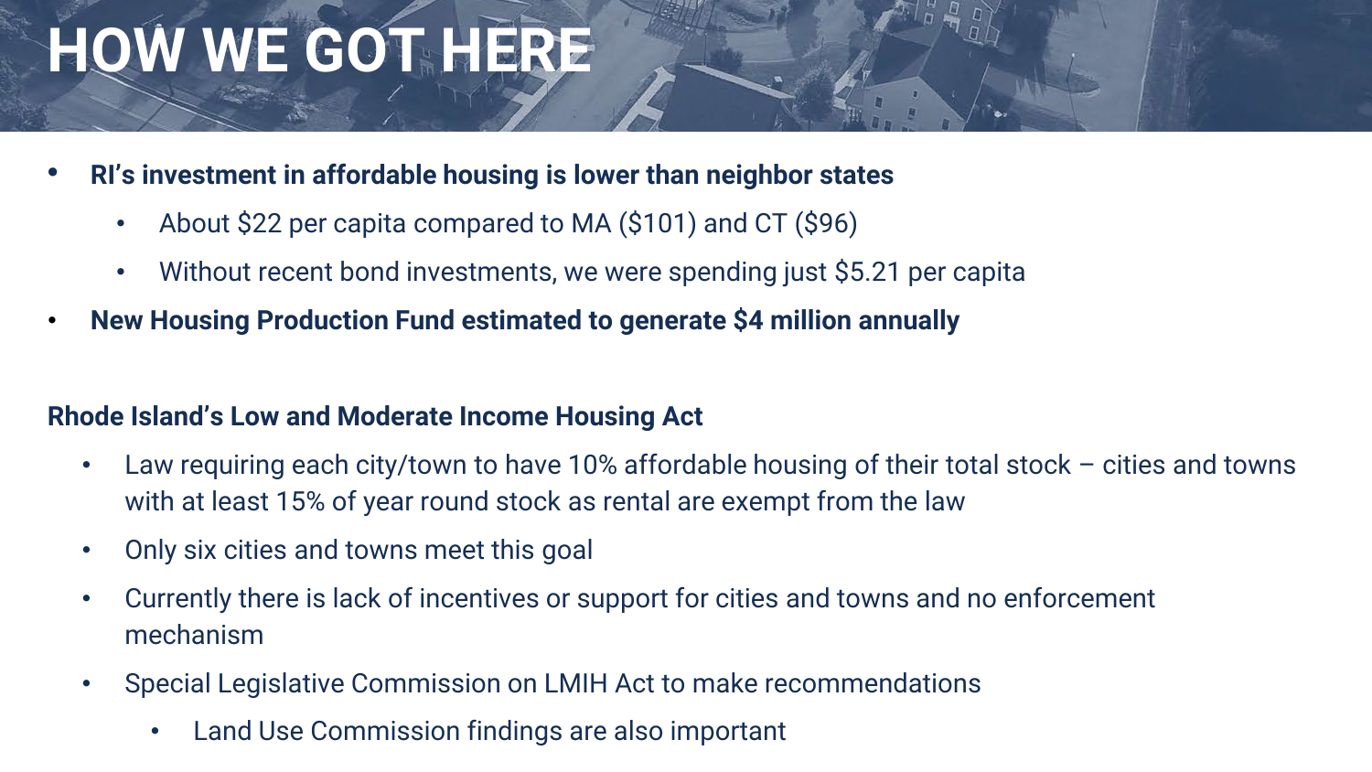# HOW WE GOT HERE

- **RI's investment in affordable housing is lower than neighbor states**
  - About $22 per capita compared to MA ($101) and CT ($96)
  - Without recent bond investments, we were spending just $5.21 per capita
- **New Housing Production Fund estimated to generate $4 million annually**

**Rhode Island's Low and Moderate Income Housing Act**

- Law requiring each city/town to have 10% affordable housing of their total stock – cities and towns with at least 15% of year round stock as rental are exempt from the law
- Only six cities and towns meet this goal
- Currently there is lack of incentives or support for cities and towns and no enforcement mechanism
- Special Legislative Commission on LMIH Act to make recommendations
  - Land Use Commission findings are also important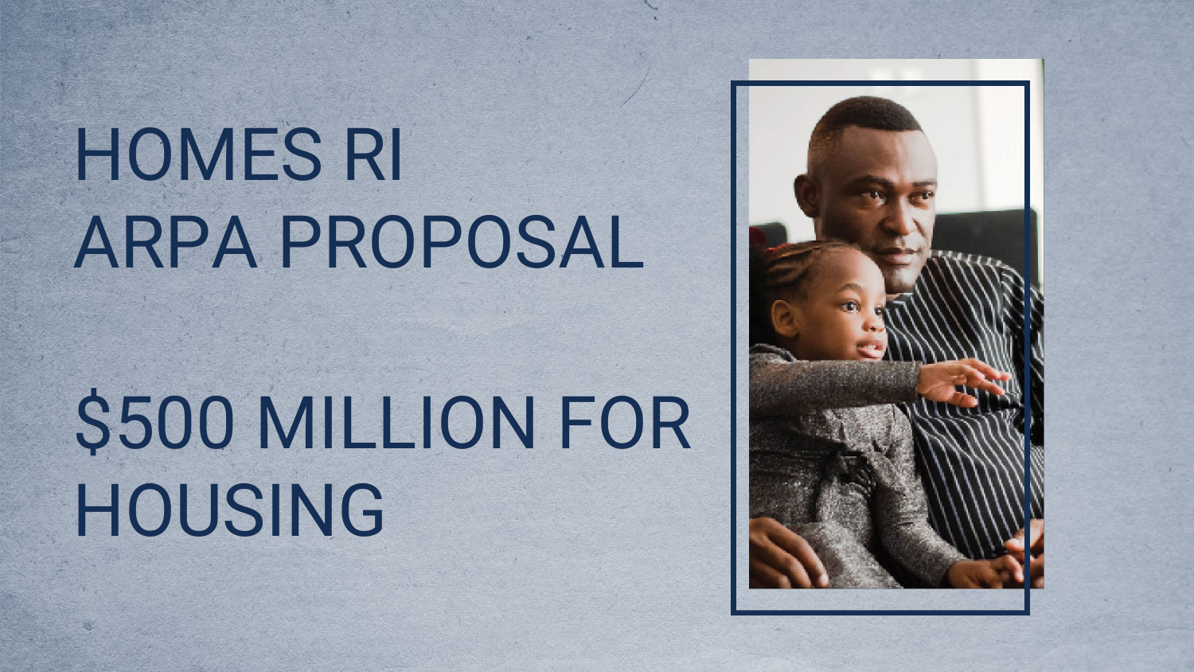# HOMES RI
# ARPA PROPOSAL

# $500 MILLION FOR HOUSING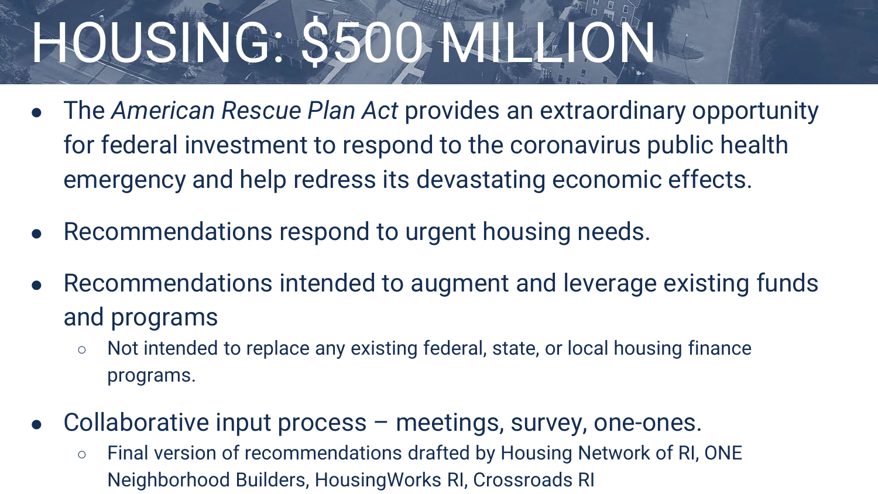# HOUSING: $500 MILLION

- The *American Rescue Plan Act* provides an extraordinary opportunity for federal investment to respond to the coronavirus public health emergency and help redress its devastating economic effects.
- Recommendations respond to urgent housing needs.
- Recommendations intended to augment and leverage existing funds and programs
  - Not intended to replace any existing federal, state, or local housing finance programs.
- Collaborative input process – meetings, survey, one-ones.
  - Final version of recommendations drafted by Housing Network of RI, ONE Neighborhood Builders, HousingWorks RI, Crossroads RI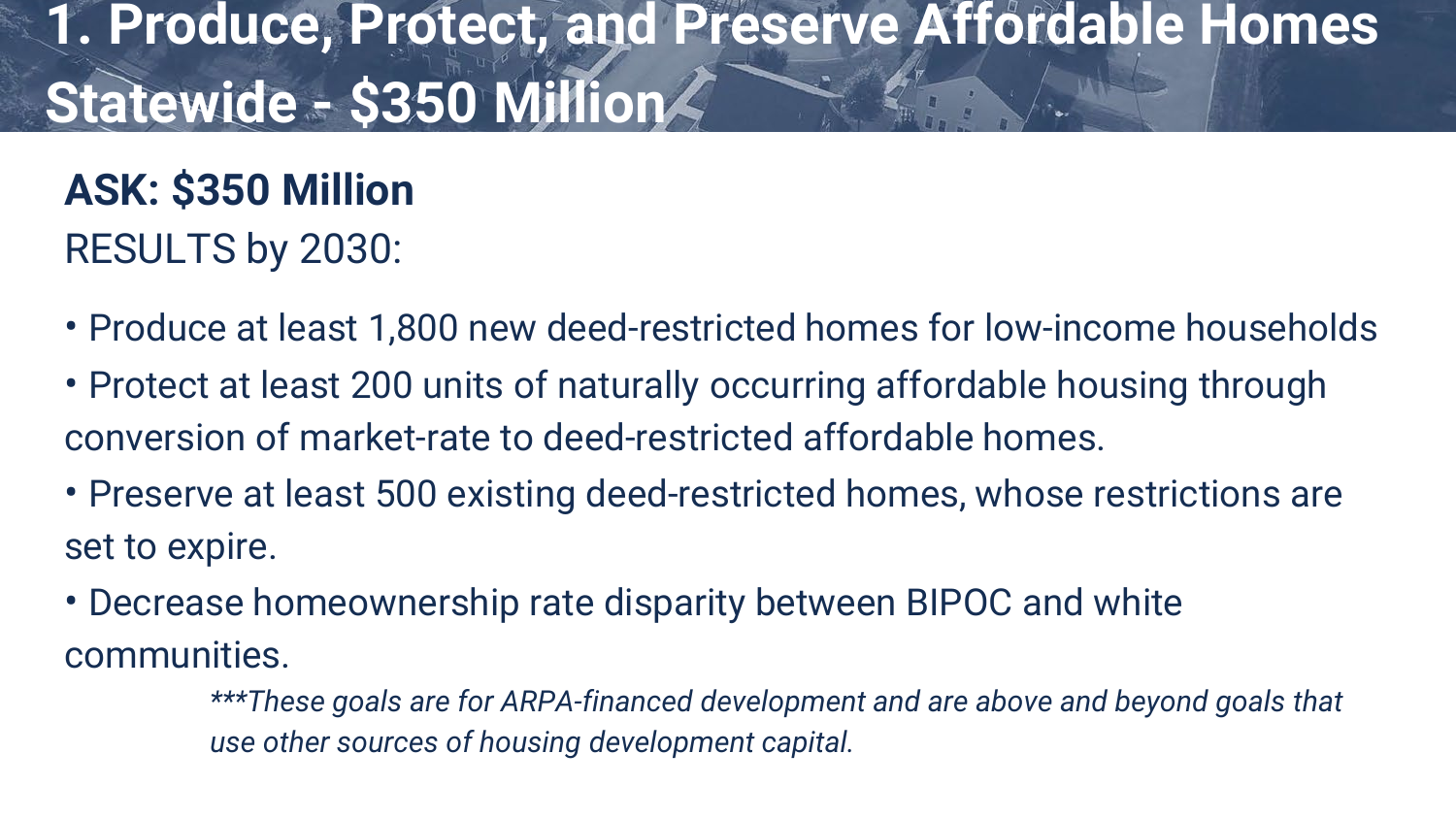# 1. Produce, Protect, and Preserve Affordable Homes Statewide - $350 Million

**ASK: $350 Million**

RESULTS by 2030:

- Produce at least 1,800 new deed-restricted homes for low-income households
- Protect at least 200 units of naturally occurring affordable housing through conversion of market-rate to deed-restricted affordable homes.
- Preserve at least 500 existing deed-restricted homes, whose restrictions are set to expire.
- Decrease homeownership rate disparity between BIPOC and white communities.

*\*\*\*These goals are for ARPA-financed development and are above and beyond goals that use other sources of housing development capital.*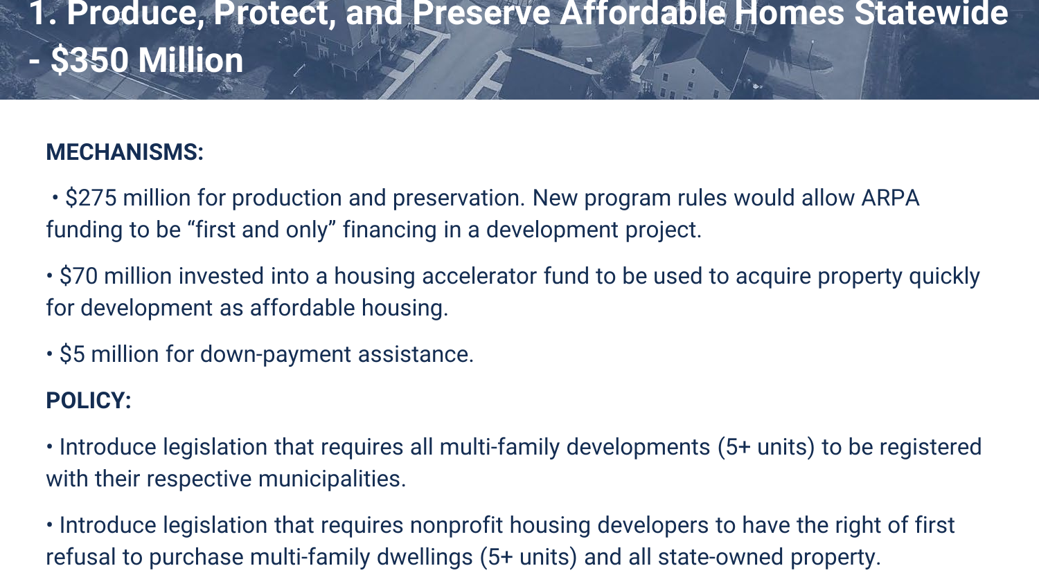# 1. Produce, Protect, and Preserve Affordable Homes Statewide - $350 Million

**MECHANISMS:**

- $275 million for production and preservation. New program rules would allow ARPA funding to be "first and only" financing in a development project.
- $70 million invested into a housing accelerator fund to be used to acquire property quickly for development as affordable housing.
- $5 million for down-payment assistance.

**POLICY:**

- Introduce legislation that requires all multi-family developments (5+ units) to be registered with their respective municipalities.
- Introduce legislation that requires nonprofit housing developers to have the right of first refusal to purchase multi-family dwellings (5+ units) and all state-owned property.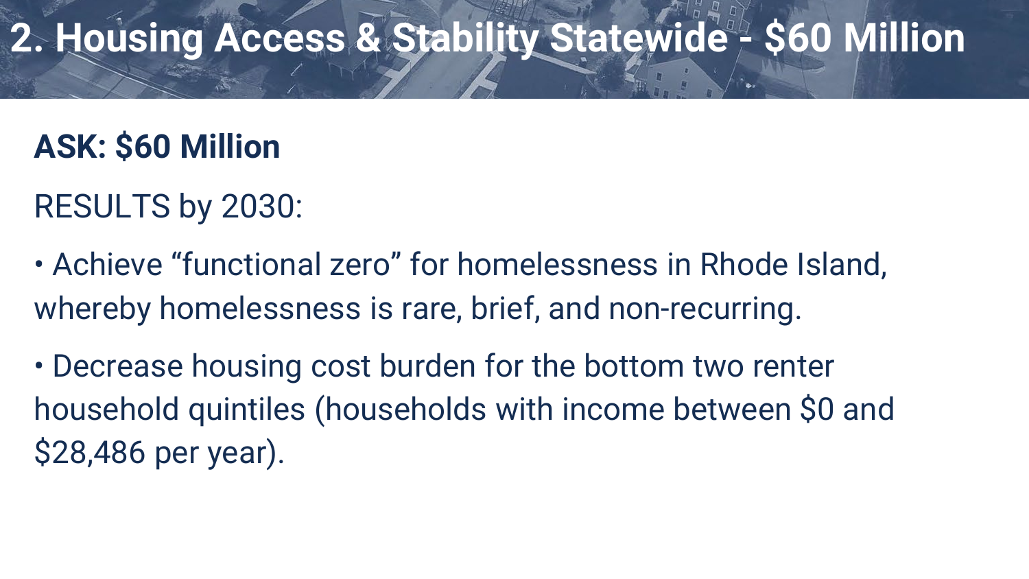# 2. Housing Access & Stability Statewide - $60 Million

**ASK: $60 Million**

RESULTS by 2030:

• Achieve “functional zero” for homelessness in Rhode Island, whereby homelessness is rare, brief, and non-recurring.

• Decrease housing cost burden for the bottom two renter household quintiles (households with income between $0 and $28,486 per year).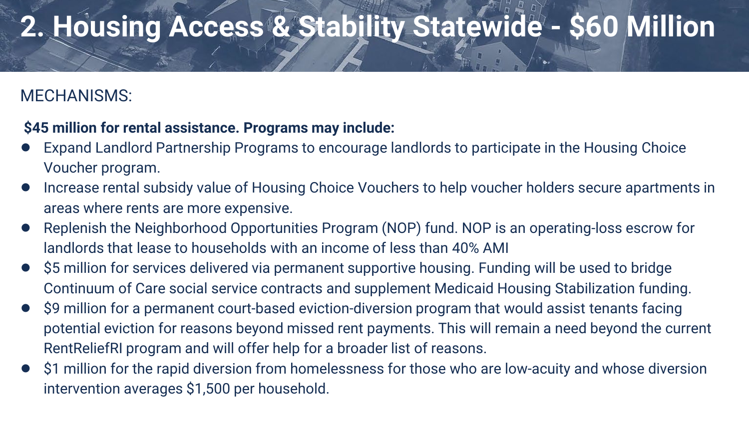# 2. Housing Access & Stability Statewide - $60 Million

MECHANISMS:

**$45 million for rental assistance. Programs may include:**

- Expand Landlord Partnership Programs to encourage landlords to participate in the Housing Choice Voucher program.
- Increase rental subsidy value of Housing Choice Vouchers to help voucher holders secure apartments in areas where rents are more expensive.
- Replenish the Neighborhood Opportunities Program (NOP) fund. NOP is an operating-loss escrow for landlords that lease to households with an income of less than 40% AMI
- $5 million for services delivered via permanent supportive housing. Funding will be used to bridge Continuum of Care social service contracts and supplement Medicaid Housing Stabilization funding.
- $9 million for a permanent court-based eviction-diversion program that would assist tenants facing potential eviction for reasons beyond missed rent payments. This will remain a need beyond the current RentReliefRI program and will offer help for a broader list of reasons.
- $1 million for the rapid diversion from homelessness for those who are low-acuity and whose diversion intervention averages $1,500 per household.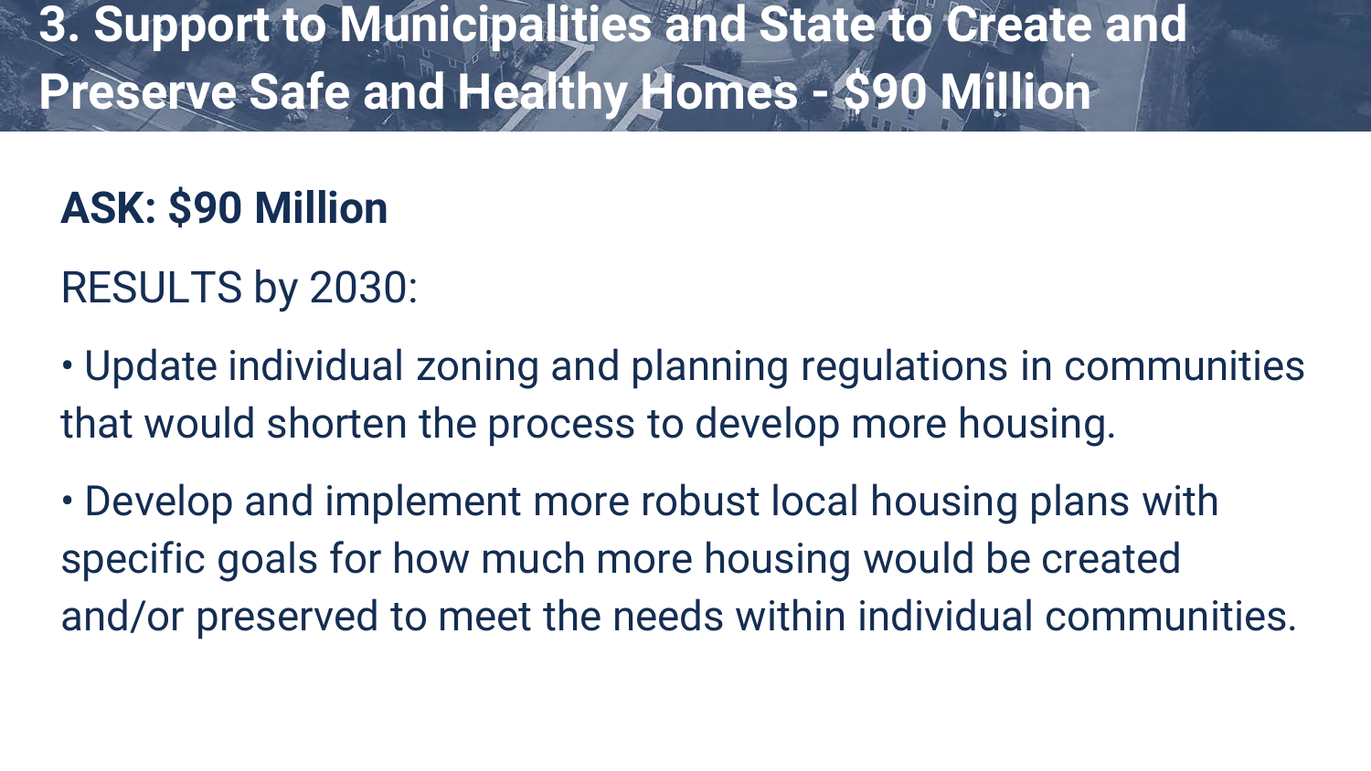# 3. Support to Municipalities and State to Create and Preserve Safe and Healthy Homes - $90 Million

**ASK: $90 Million**

RESULTS by 2030:

- Update individual zoning and planning regulations in communities that would shorten the process to develop more housing.
- Develop and implement more robust local housing plans with specific goals for how much more housing would be created and/or preserved to meet the needs within individual communities.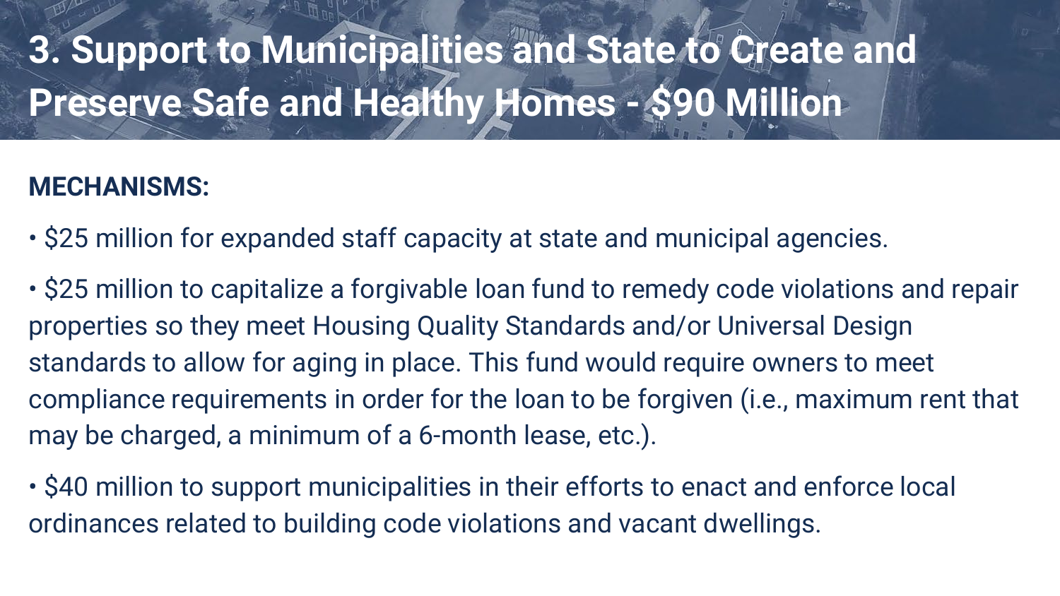# 3. Support to Municipalities and State to Create and Preserve Safe and Healthy Homes - $90 Million

**MECHANISMS:**

- $25 million for expanded staff capacity at state and municipal agencies.
- $25 million to capitalize a forgivable loan fund to remedy code violations and repair properties so they meet Housing Quality Standards and/or Universal Design standards to allow for aging in place. This fund would require owners to meet compliance requirements in order for the loan to be forgiven (i.e., maximum rent that may be charged, a minimum of a 6-month lease, etc.).
- $40 million to support municipalities in their efforts to enact and enforce local ordinances related to building code violations and vacant dwellings.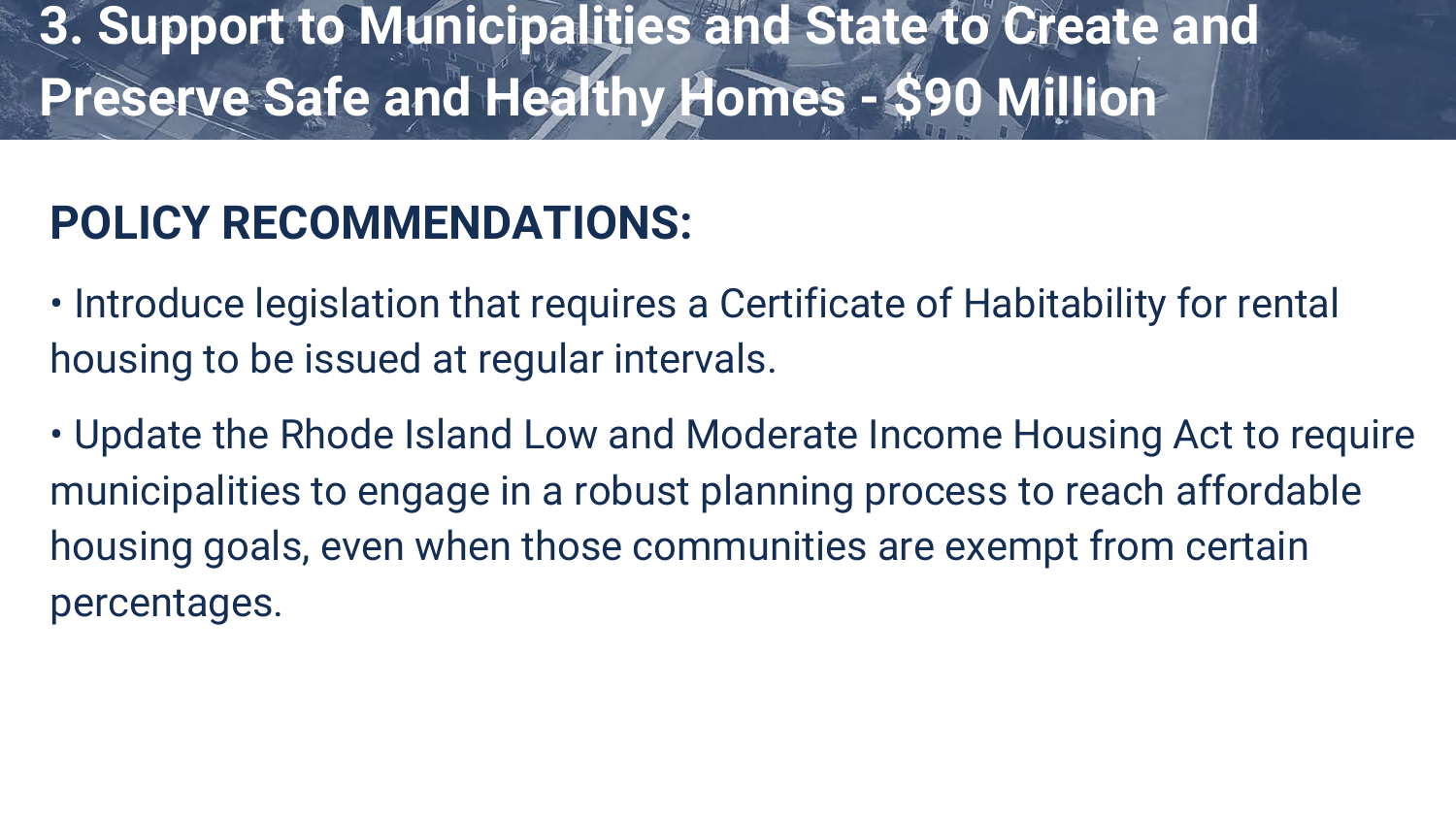# 3. Support to Municipalities and State to Create and Preserve Safe and Healthy Homes - $90 Million

## POLICY RECOMMENDATIONS:

- Introduce legislation that requires a Certificate of Habitability for rental housing to be issued at regular intervals.
- Update the Rhode Island Low and Moderate Income Housing Act to require municipalities to engage in a robust planning process to reach affordable housing goals, even when those communities are exempt from certain percentages.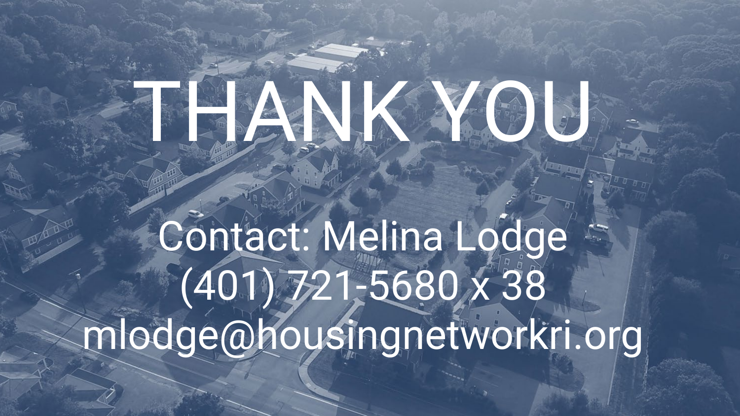# THANK YOU

Contact: Melina Lodge
(401) 721-5680 x 38
mlodge@housingnetworkri.org